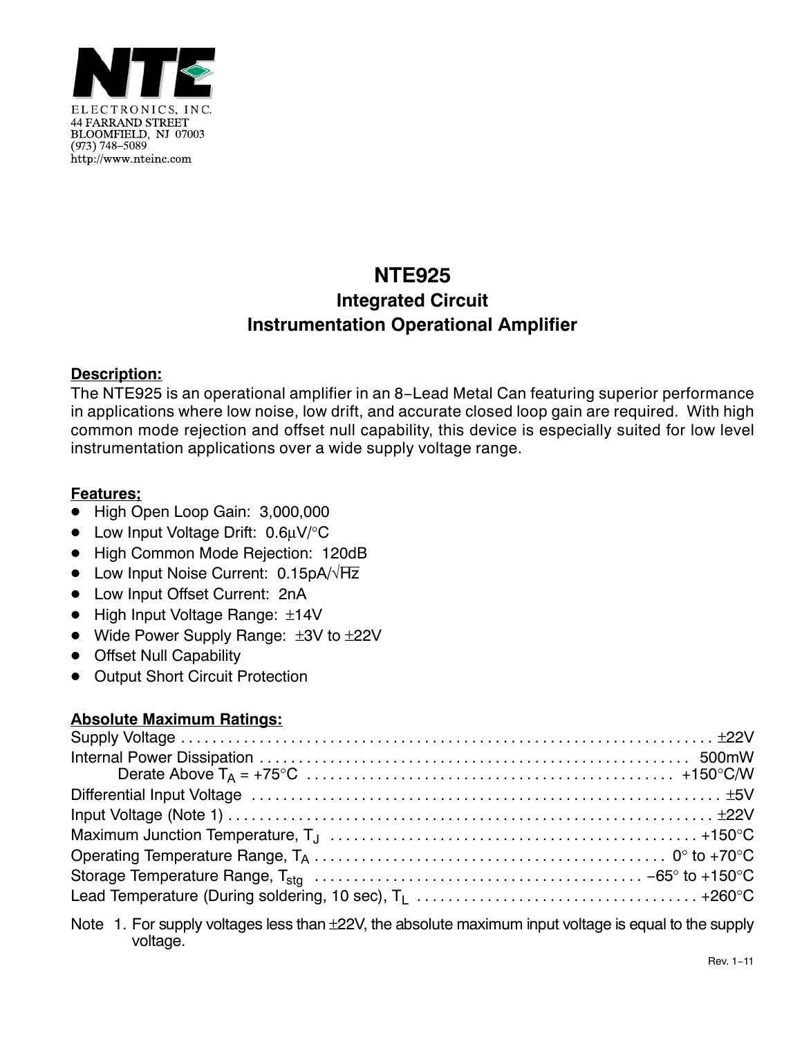ELECTRONICS, INC.
44 FARRAND STREET
BLOOMFIELD, NJ 07003
(973) 748–5089
http://www.nteinc.com

# NTE925
## Integrated Circuit
## Instrumentation Operational Amplifier

**Description:**
The NTE925 is an operational amplifier in an 8–Lead Metal Can featuring superior performance in applications where low noise, low drift, and accurate closed loop gain are required. With high common mode rejection and offset null capability, this device is especially suited for low level instrumentation applications over a wide supply voltage range.

**Features;**
- High Open Loop Gain: 3,000,000
- Low Input Voltage Drift: 0.6μV/°C
- High Common Mode Rejection: 120dB
- Low Input Noise Current: 0.15pA/√Hz
- Low Input Offset Current: 2nA
- High Input Voltage Range: ±14V
- Wide Power Supply Range: ±3V to ±22V
- Offset Null Capability
- Output Short Circuit Protection

**Absolute Maximum Ratings:**

Supply Voltage . . . . . . . . . . ±22V
Internal Power Dissipation . . . . . . . . . . 500mW
Derate Above $T_A$ = +75°C . . . . . . . . . . +150°C/W
Differential Input Voltage . . . . . . . . . . ±5V
Input Voltage (Note 1) . . . . . . . . . . ±22V
Maximum Junction Temperature, $T_J$ . . . . . . . . . . +150°C
Operating Temperature Range, $T_A$ . . . . . . . . . . 0° to +70°C
Storage Temperature Range, $T_{stg}$ . . . . . . . . . . −65° to +150°C
Lead Temperature (During soldering, 10 sec), $T_L$ . . . . . . . . . . +260°C

Note 1. For supply voltages less than ±22V, the absolute maximum input voltage is equal to the supply voltage.

Rev. 1–11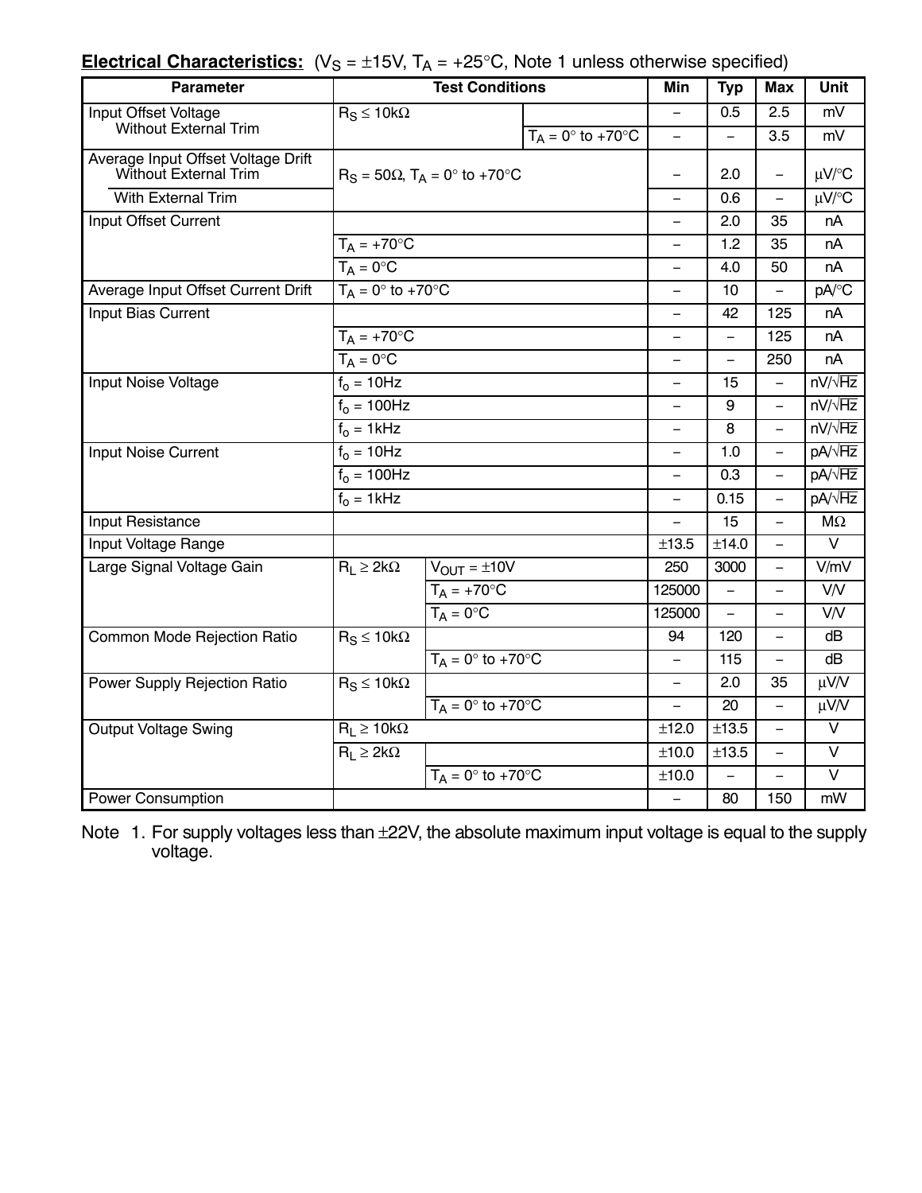**Electrical Characteristics:** ($V_S$ = ±15V, $T_A$ = +25°C, Note 1 unless otherwise specified)

| Parameter | Test Conditions | | Min | Typ | Max | Unit |
|---|---|---|---|---|---|---|
| Input Offset Voltage Without External Trim | $R_S$ ≤ 10kΩ | | – | 0.5 | 2.5 | mV |
| | | $T_A$ = 0° to +70°C | – | – | 3.5 | mV |
| Average Input Offset Voltage Drift Without External Trim | $R_S$ = 50Ω, $T_A$ = 0° to +70°C | | – | 2.0 | – | μV/°C |
| With External Trim | | | – | 0.6 | – | μV/°C |
| Input Offset Current | | | – | 2.0 | 35 | nA |
| | $T_A$ = +70°C | | – | 1.2 | 35 | nA |
| | $T_A$ = 0°C | | – | 4.0 | 50 | nA |
| Average Input Offset Current Drift | $T_A$ = 0° to +70°C | | – | 10 | – | pA/°C |
| Input Bias Current | | | – | 42 | 125 | nA |
| | $T_A$ = +70°C | | – | – | 125 | nA |
| | $T_A$ = 0°C | | – | – | 250 | nA |
| Input Noise Voltage | $f_o$ = 10Hz | | – | 15 | – | nV/√Hz |
| | $f_o$ = 100Hz | | – | 9 | – | nV/√Hz |
| | $f_o$ = 1kHz | | – | 8 | – | nV/√Hz |
| Input Noise Current | $f_o$ = 10Hz | | – | 1.0 | – | pA/√Hz |
| | $f_o$ = 100Hz | | – | 0.3 | – | pA/√Hz |
| | $f_o$ = 1kHz | | – | 0.15 | – | pA/√Hz |
| Input Resistance | | | – | 15 | – | MΩ |
| Input Voltage Range | | | ±13.5 | ±14.0 | – | V |
| Large Signal Voltage Gain | $R_L$ ≥ 2kΩ | $V_{OUT}$ = ±10V | 250 | 3000 | – | V/mV |
| | | $T_A$ = +70°C | 125000 | – | – | V/V |
| | | $T_A$ = 0°C | 125000 | – | – | V/V |
| Common Mode Rejection Ratio | $R_S$ ≤ 10kΩ | | 94 | 120 | – | dB |
| | | $T_A$ = 0° to +70°C | – | 115 | – | dB |
| Power Supply Rejection Ratio | $R_S$ ≤ 10kΩ | | – | 2.0 | 35 | μV/V |
| | | $T_A$ = 0° to +70°C | – | 20 | – | μV/V |
| Output Voltage Swing | $R_L$ ≥ 10kΩ | | ±12.0 | ±13.5 | – | V |
| | $R_L$ ≥ 2kΩ | | ±10.0 | ±13.5 | – | V |
| | | $T_A$ = 0° to +70°C | ±10.0 | – | – | V |
| Power Consumption | | | – | 80 | 150 | mW |

Note 1. For supply voltages less than ±22V, the absolute maximum input voltage is equal to the supply voltage.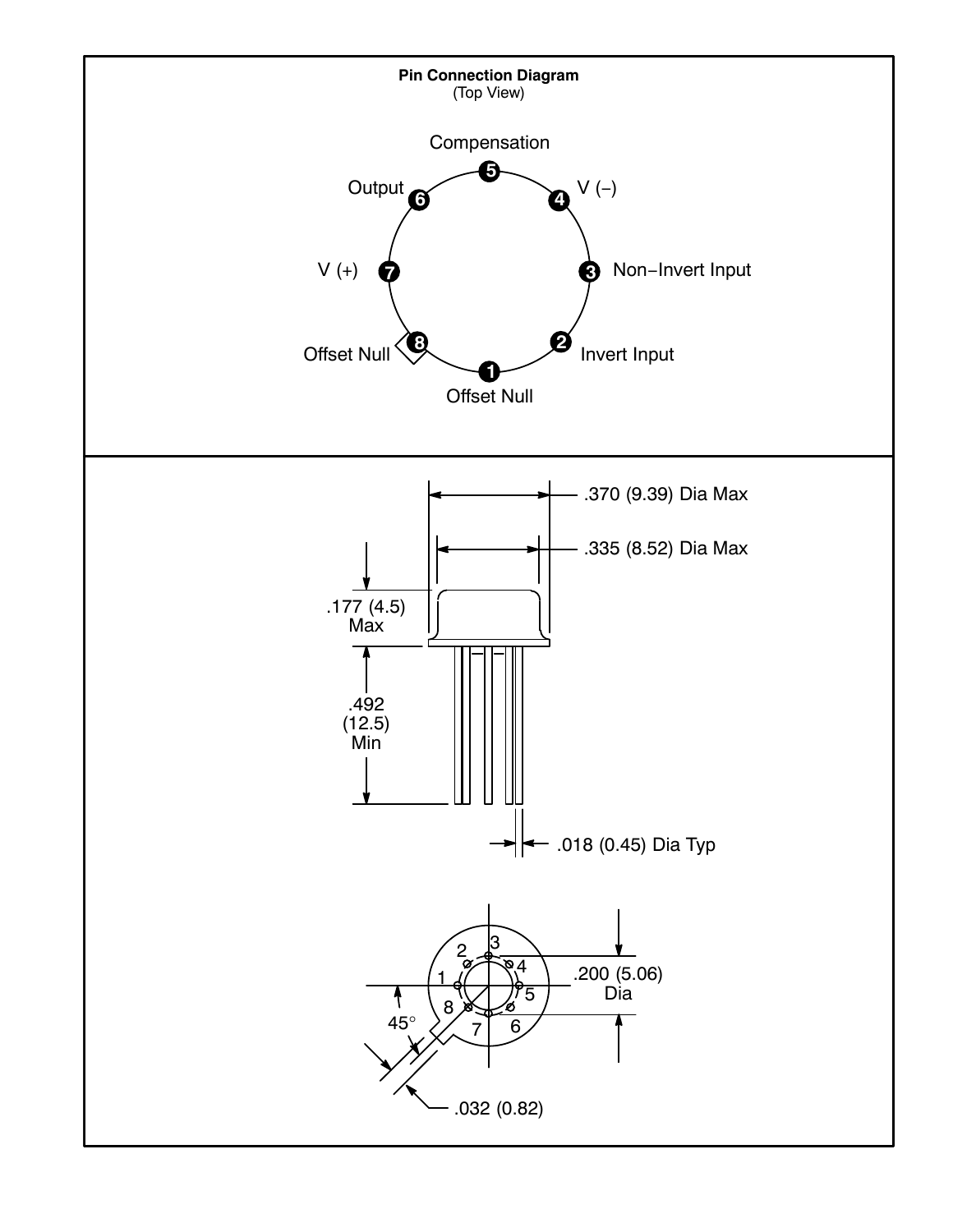**Pin Connection Diagram**
(Top View)

Compensation
5
Output
6
V (−)
4
V (+)
7
3
Non−Invert Input
Offset Null
8
2
Invert Input
1
Offset Null

.370 (9.39) Dia Max
.335 (8.52) Dia Max
.177 (4.5)
Max
.492
(12.5)
Min
.018 (0.45) Dia Typ

2
3
4
1
.200 (5.06)
Dia
5
8
45°
7
6
.032 (0.82)